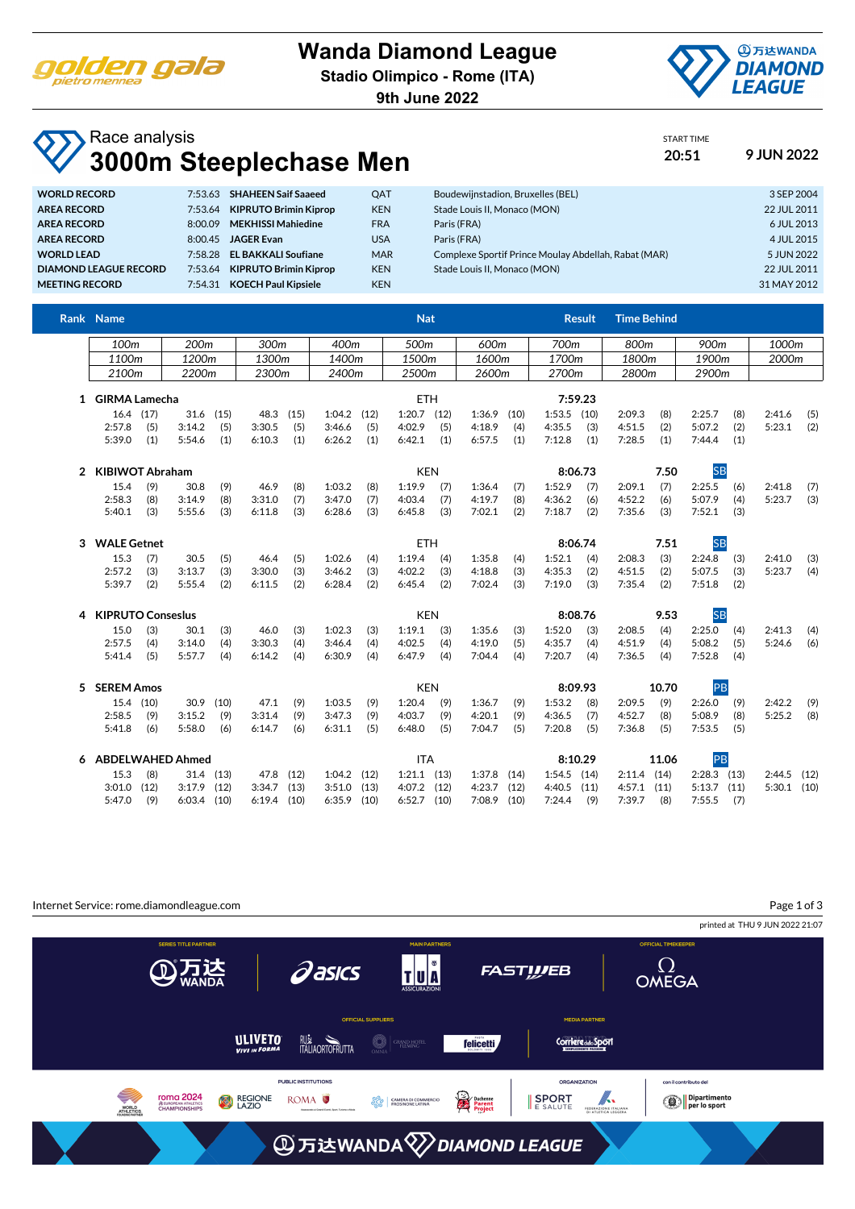# Wanda Diamond League

**Stadio Olimpico - Rome (ITA)**

**9th June 2022**

## Race analysis

# 3000m Steeplechase Men

START TIME **20:51** **9 JUN 2022**

| | | | | | | |
|---|---|---|---|---|---|---|
| **WORLD RECORD** | 7:53.63 | **SHAHEEN Saif Saaeed** | QAT | Boudewijnstadion, Bruxelles (BEL) | 3 SEP 2004 |
| **AREA RECORD** | 7:53.64 | **KIPRUTO Brimin Kiprop** | KEN | Stade Louis II, Monaco (MON) | 22 JUL 2011 |
| **AREA RECORD** | 8:00.09 | **MEKHISSI Mahiedine** | FRA | Paris (FRA) | 6 JUL 2013 |
| **AREA RECORD** | 8:00.45 | **JAGER Evan** | USA | Paris (FRA) | 4 JUL 2015 |
| **WORLD LEAD** | 7:58.28 | **EL BAKKALI Soufiane** | MAR | Complexe Sportif Prince Moulay Abdellah, Rabat (MAR) | 5 JUN 2022 |
| **DIAMOND LEAGUE RECORD** | 7:53.64 | **KIPRUTO Brimin Kiprop** | KEN | Stade Louis II, Monaco (MON) | 22 JUL 2011 |
| **MEETING RECORD** | 7:54.31 | **KOECH Paul Kipsiele** | KEN | | 31 MAY 2012 |

| Rank | Name | Nat | Result | Time Behind | |
|---|---|---|---|---|---|
| 1 | **GIRMA Lamecha** | ETH | **7:59.23** | | |
| 2 | **KIBIWOT Abraham** | KEN | **8:06.73** | **7.50** | SB |
| 3 | **WALE Getnet** | ETH | **8:06.74** | **7.51** | SB |
| 4 | **KIPRUTO Conseslus** | KEN | **8:08.76** | **9.53** | SB |
| 5 | **SEREM Amos** | KEN | **8:09.93** | **10.70** | PB |
| 6 | **ABDELWAHED Ahmed** | ITA | **8:10.29** | **11.06** | PB |

| Rank | Name | 100m | 200m | 300m | 400m | 500m | 600m | 700m | 800m | 900m | 1000m |
|---|---|---|---|---|---|---|---|---|---|---|---|
| 1 | GIRMA Lamecha | 16.4 (17) | 31.6 (15) | 48.3 (15) | 1:04.2 (12) | 1:20.7 (12) | 1:36.9 (10) | 1:53.5 (10) | 2:09.3 (8) | 2:25.7 (8) | 2:41.6 (5) |
| 2 | KIBIWOT Abraham | 15.4 (9) | 30.8 (9) | 46.9 (8) | 1:03.2 (8) | 1:19.9 (7) | 1:36.4 (7) | 1:52.9 (7) | 2:09.1 (7) | 2:25.5 (6) | 2:41.8 (7) |
| 3 | WALE Getnet | 15.3 (7) | 30.5 (5) | 46.4 (5) | 1:02.6 (4) | 1:19.4 (4) | 1:35.8 (4) | 1:52.1 (4) | 2:08.3 (3) | 2:24.8 (3) | 2:41.0 (3) |
| 4 | KIPRUTO Conseslus | 15.0 (3) | 30.1 (3) | 46.0 (3) | 1:02.3 (3) | 1:19.1 (3) | 1:35.6 (3) | 1:52.0 (3) | 2:08.5 (4) | 2:25.0 (4) | 2:41.3 (4) |
| 5 | SEREM Amos | 15.4 (10) | 30.9 (10) | 47.1 (9) | 1:03.5 (9) | 1:20.4 (9) | 1:36.7 (9) | 1:53.2 (8) | 2:09.5 (9) | 2:26.0 (9) | 2:42.2 (9) |
| 6 | ABDELWAHED Ahmed | 15.3 (8) | 31.4 (13) | 47.8 (12) | 1:04.2 (12) | 1:21.1 (13) | 1:37.8 (14) | 1:54.5 (14) | 2:11.4 (14) | 2:28.3 (13) | 2:44.5 (12) |

| Rank | Name | 1100m | 1200m | 1300m | 1400m | 1500m | 1600m | 1700m | 1800m | 1900m | 2000m |
|---|---|---|---|---|---|---|---|---|---|---|---|
| 1 | GIRMA Lamecha | 2:57.8 (5) | 3:14.2 (5) | 3:30.5 (5) | 3:46.6 (5) | 4:02.9 (5) | 4:18.9 (4) | 4:35.5 (3) | 4:51.5 (2) | 5:07.2 (2) | 5:23.1 (2) |
| 2 | KIBIWOT Abraham | 2:58.3 (8) | 3:14.9 (8) | 3:31.0 (7) | 3:47.0 (7) | 4:03.4 (7) | 4:19.7 (8) | 4:36.2 (6) | 4:52.2 (6) | 5:07.9 (4) | 5:23.7 (3) |
| 3 | WALE Getnet | 2:57.2 (3) | 3:13.7 (3) | 3:30.0 (3) | 3:46.2 (3) | 4:02.2 (3) | 4:18.8 (3) | 4:35.3 (2) | 4:51.5 (2) | 5:07.5 (3) | 5:23.7 (4) |
| 4 | KIPRUTO Conseslus | 2:57.5 (4) | 3:14.0 (4) | 3:30.3 (4) | 3:46.4 (4) | 4:02.5 (4) | 4:19.0 (5) | 4:35.7 (4) | 4:51.9 (4) | 5:08.2 (5) | 5:24.6 (6) |
| 5 | SEREM Amos | 2:58.5 (9) | 3:15.2 (9) | 3:31.4 (9) | 3:47.3 (9) | 4:03.7 (9) | 4:20.1 (9) | 4:36.5 (7) | 4:52.7 (8) | 5:08.9 (8) | 5:25.2 (8) |
| 6 | ABDELWAHED Ahmed | 3:01.0 (12) | 3:17.9 (12) | 3:34.7 (13) | 3:51.0 (13) | 4:07.2 (12) | 4:23.7 (12) | 4:40.5 (11) | 4:57.1 (11) | 5:13.7 (11) | 5:30.1 (10) |

| Rank | Name | 2100m | 2200m | 2300m | 2400m | 2500m | 2600m | 2700m | 2800m | 2900m |
|---|---|---|---|---|---|---|---|---|---|---|
| 1 | GIRMA Lamecha | 5:39.0 (1) | 5:54.6 (1) | 6:10.3 (1) | 6:26.2 (1) | 6:42.1 (1) | 6:57.5 (1) | 7:12.8 (1) | 7:28.5 (1) | 7:44.4 (1) |
| 2 | KIBIWOT Abraham | 5:40.1 (3) | 5:55.6 (3) | 6:11.8 (3) | 6:28.6 (3) | 6:45.8 (3) | 7:02.1 (2) | 7:18.7 (2) | 7:35.6 (3) | 7:52.1 (3) |
| 3 | WALE Getnet | 5:39.7 (2) | 5:55.4 (2) | 6:11.5 (2) | 6:28.4 (2) | 6:45.4 (2) | 7:02.4 (3) | 7:19.0 (3) | 7:35.4 (2) | 7:51.8 (2) |
| 4 | KIPRUTO Conseslus | 5:41.4 (5) | 5:57.7 (4) | 6:14.2 (4) | 6:30.9 (4) | 6:47.9 (4) | 7:04.4 (4) | 7:20.7 (4) | 7:36.5 (4) | 7:52.8 (4) |
| 5 | SEREM Amos | 5:41.8 (6) | 5:58.0 (6) | 6:14.7 (6) | 6:31.1 (5) | 6:48.0 (5) | 7:04.7 (5) | 7:20.8 (5) | 7:36.8 (5) | 7:53.5 (5) |
| 6 | ABDELWAHED Ahmed | 5:47.0 (9) | 6:03.4 (10) | 6:19.4 (10) | 6:35.9 (10) | 6:52.7 (10) | 7:08.9 (10) | 7:24.4 (9) | 7:39.7 (8) | 7:55.5 (7) |

Internet Service: rome.diamondleague.com

printed at THU 9 JUN 2022 21:07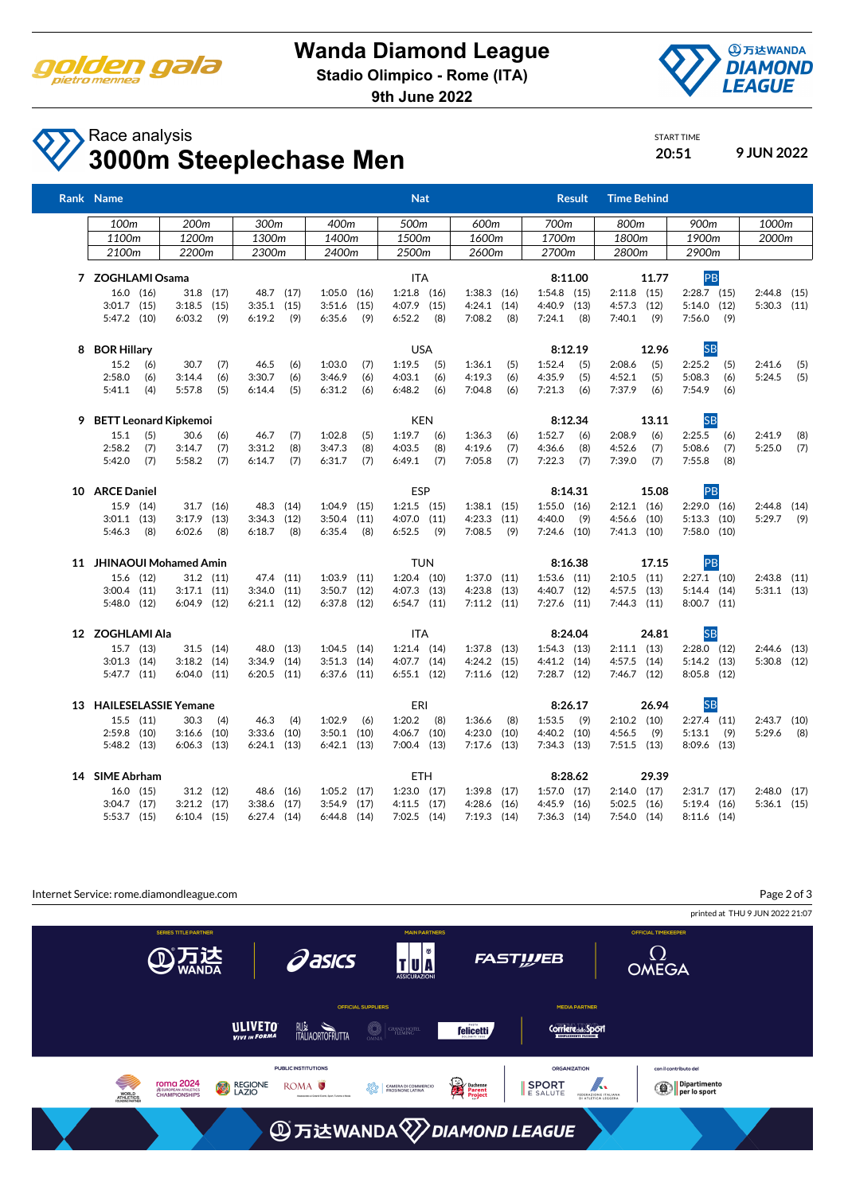# Wanda Diamond League

**Stadio Olimpico - Rome (ITA)**
**9th June 2022**

## Race analysis
## 3000m Steeplechase Men

START TIME **20:51** **9 JUN 2022**

| Rank | Name | Nat | Result | Time Behind | |
|---|---|---|---|---|---|

| 100m | 200m | 300m | 400m | 500m | 600m | 700m | 800m | 900m | 1000m |
|---|---|---|---|---|---|---|---|---|---|
| 1100m | 1200m | 1300m | 1400m | 1500m | 1600m | 1700m | 1800m | 1900m | 2000m |
| 2100m | 2200m | 2300m | 2400m | 2500m | 2600m | 2700m | 2800m | 2900m | |

**7 ZOGHLAMI Osama** — ITA — **8:11.00** — **11.77** — PB

| | | | | | | | | | |
|---|---|---|---|---|---|---|---|---|---|
| 16.0 (16) | 31.8 (17) | 48.7 (17) | 1:05.0 (16) | 1:21.8 (16) | 1:38.3 (16) | 1:54.8 (15) | 2:11.8 (15) | 2:28.7 (15) | 2:44.8 (15) |
| 3:01.7 (15) | 3:18.5 (15) | 3:35.1 (15) | 3:51.6 (15) | 4:07.9 (15) | 4:24.1 (14) | 4:40.9 (13) | 4:57.3 (12) | 5:14.0 (12) | 5:30.3 (11) |
| 5:47.2 (10) | 6:03.2 (9) | 6:19.2 (9) | 6:35.6 (9) | 6:52.2 (8) | 7:08.2 (8) | 7:24.1 (8) | 7:40.1 (9) | 7:56.0 (9) | |

**8 BOR Hillary** — USA — **8:12.19** — **12.96** — SB

| | | | | | | | | | |
|---|---|---|---|---|---|---|---|---|---|
| 15.2 (6) | 30.7 (7) | 46.5 (6) | 1:03.0 (7) | 1:19.5 (5) | 1:36.1 (5) | 1:52.4 (5) | 2:08.6 (5) | 2:25.2 (5) | 2:41.6 (5) |
| 2:58.0 (6) | 3:14.4 (6) | 3:30.7 (6) | 3:46.9 (6) | 4:03.1 (6) | 4:19.3 (6) | 4:35.9 (5) | 4:52.1 (5) | 5:08.3 (6) | 5:24.5 (5) |
| 5:41.1 (4) | 5:57.8 (5) | 6:14.4 (5) | 6:31.2 (6) | 6:48.2 (6) | 7:04.8 (6) | 7:21.3 (6) | 7:37.9 (6) | 7:54.9 (6) | |

**9 BETT Leonard Kipkemoi** — KEN — **8:12.34** — **13.11** — SB

| | | | | | | | | | |
|---|---|---|---|---|---|---|---|---|---|
| 15.1 (5) | 30.6 (6) | 46.7 (7) | 1:02.8 (5) | 1:19.7 (6) | 1:36.3 (6) | 1:52.7 (6) | 2:08.9 (6) | 2:25.5 (6) | 2:41.9 (8) |
| 2:58.2 (7) | 3:14.7 (7) | 3:31.2 (8) | 3:47.3 (8) | 4:03.5 (8) | 4:19.6 (7) | 4:36.6 (8) | 4:52.6 (7) | 5:08.6 (7) | 5:25.0 (7) |
| 5:42.0 (7) | 5:58.2 (7) | 6:14.7 (7) | 6:31.7 (7) | 6:49.1 (7) | 7:05.8 (7) | 7:22.3 (7) | 7:39.0 (7) | 7:55.8 (8) | |

**10 ARCE Daniel** — ESP — **8:14.31** — **15.08** — PB

| | | | | | | | | | |
|---|---|---|---|---|---|---|---|---|---|
| 15.9 (14) | 31.7 (16) | 48.3 (14) | 1:04.9 (15) | 1:21.5 (15) | 1:38.1 (15) | 1:55.0 (16) | 2:12.1 (16) | 2:29.0 (16) | 2:44.8 (14) |
| 3:01.1 (13) | 3:17.9 (13) | 3:34.3 (12) | 3:50.4 (11) | 4:07.0 (11) | 4:23.3 (11) | 4:40.0 (9) | 4:56.6 (10) | 5:13.3 (10) | 5:29.7 (9) |
| 5:46.3 (8) | 6:02.6 (8) | 6:18.7 (8) | 6:35.4 (8) | 6:52.5 (9) | 7:08.5 (9) | 7:24.6 (10) | 7:41.3 (10) | 7:58.0 (10) | |

**11 JHINAOUI Mohamed Amin** — TUN — **8:16.38** — **17.15** — PB

| | | | | | | | | | |
|---|---|---|---|---|---|---|---|---|---|
| 15.6 (12) | 31.2 (11) | 47.4 (11) | 1:03.9 (11) | 1:20.4 (10) | 1:37.0 (11) | 1:53.6 (11) | 2:10.5 (11) | 2:27.1 (10) | 2:43.8 (11) |
| 3:00.4 (11) | 3:17.1 (11) | 3:34.0 (11) | 3:50.7 (12) | 4:07.3 (13) | 4:23.8 (13) | 4:40.7 (12) | 4:57.5 (13) | 5:14.4 (14) | 5:31.1 (13) |
| 5:48.0 (12) | 6:04.9 (12) | 6:21.1 (12) | 6:37.8 (12) | 6:54.7 (11) | 7:11.2 (11) | 7:27.6 (11) | 7:44.3 (11) | 8:00.7 (11) | |

**12 ZOGHLAMI Ala** — ITA — **8:24.04** — **24.81** — SB

| | | | | | | | | | |
|---|---|---|---|---|---|---|---|---|---|
| 15.7 (13) | 31.5 (14) | 48.0 (13) | 1:04.5 (14) | 1:21.4 (14) | 1:37.8 (13) | 1:54.3 (13) | 2:11.1 (13) | 2:28.0 (12) | 2:44.6 (13) |
| 3:01.3 (14) | 3:18.2 (14) | 3:34.9 (14) | 3:51.3 (14) | 4:07.7 (14) | 4:24.2 (15) | 4:41.2 (14) | 4:57.5 (14) | 5:14.2 (13) | 5:30.8 (12) |
| 5:47.7 (11) | 6:04.0 (11) | 6:20.5 (11) | 6:37.6 (11) | 6:55.1 (12) | 7:11.6 (12) | 7:28.7 (12) | 7:46.7 (12) | 8:05.8 (12) | |

**13 HAILESELASSIE Yemane** — ERI — **8:26.17** — **26.94** — SB

| | | | | | | | | | |
|---|---|---|---|---|---|---|---|---|---|
| 15.5 (11) | 30.3 (4) | 46.3 (4) | 1:02.9 (6) | 1:20.2 (8) | 1:36.6 (8) | 1:53.5 (9) | 2:10.2 (10) | 2:27.4 (11) | 2:43.7 (10) |
| 2:59.8 (10) | 3:16.6 (10) | 3:33.6 (10) | 3:50.1 (10) | 4:06.7 (10) | 4:23.0 (10) | 4:40.2 (10) | 4:56.5 (9) | 5:13.1 (9) | 5:29.6 (8) |
| 5:48.2 (13) | 6:06.3 (13) | 6:24.1 (13) | 6:42.1 (13) | 7:00.4 (13) | 7:17.6 (13) | 7:34.3 (13) | 7:51.5 (13) | 8:09.6 (13) | |

**14 SIME Abrham** — ETH — **8:28.62** — **29.39**

| | | | | | | | | | |
|---|---|---|---|---|---|---|---|---|---|
| 16.0 (15) | 31.2 (12) | 48.6 (16) | 1:05.2 (17) | 1:23.0 (17) | 1:39.8 (17) | 1:57.0 (17) | 2:14.0 (17) | 2:31.7 (17) | 2:48.0 (17) |
| 3:04.7 (17) | 3:21.2 (17) | 3:38.6 (17) | 3:54.9 (17) | 4:11.5 (17) | 4:28.6 (16) | 4:45.9 (16) | 5:02.5 (16) | 5:19.4 (16) | 5:36.1 (15) |
| 5:53.7 (15) | 6:10.4 (15) | 6:27.4 (14) | 6:44.8 (14) | 7:02.5 (14) | 7:19.3 (14) | 7:36.3 (14) | 7:54.0 (14) | 8:11.6 (14) | |

Internet Service: rome.diamondleague.com

printed at THU 9 JUN 2022 21:07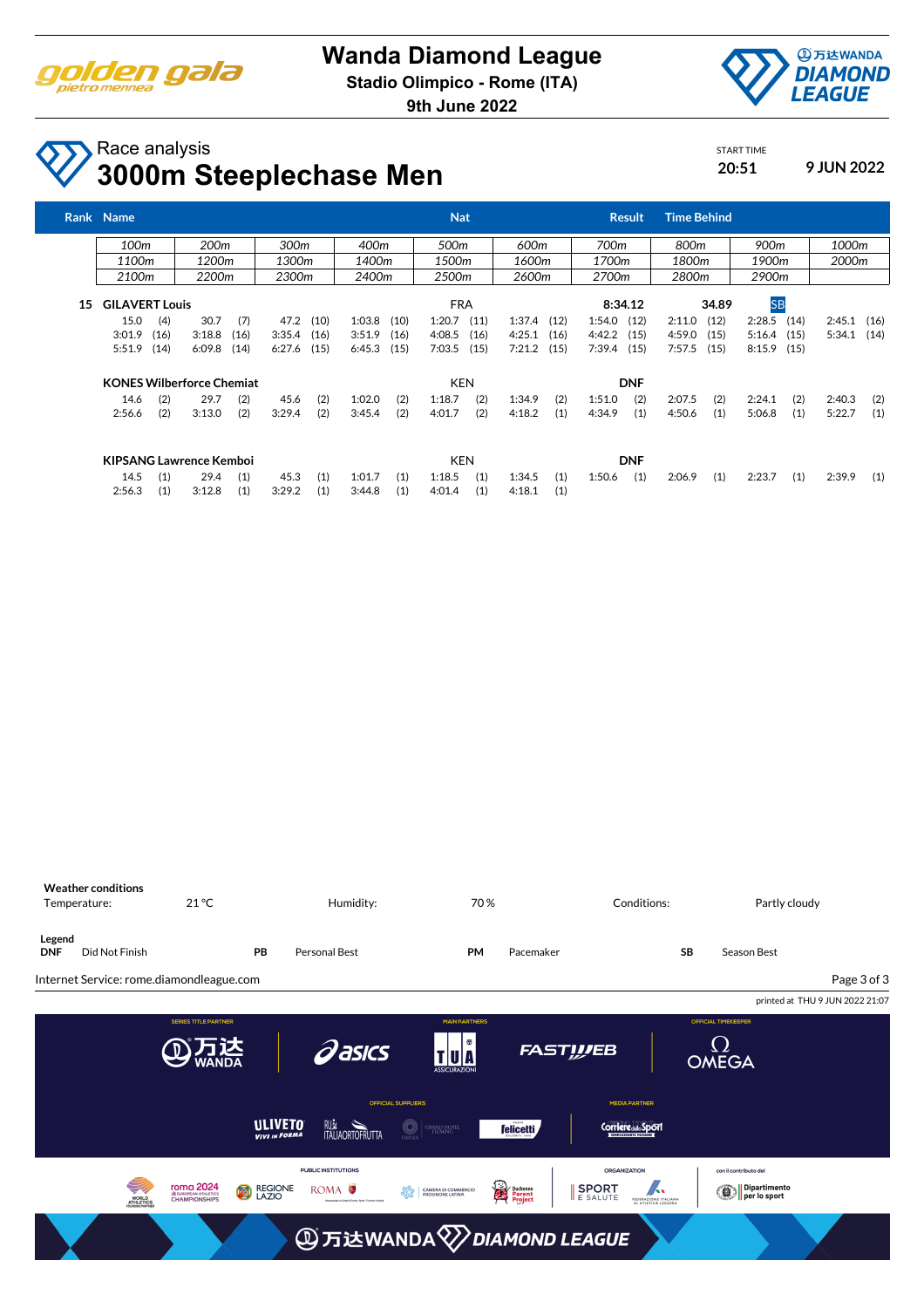# Wanda Diamond League

**Stadio Olimpico - Rome (ITA)**

**9th June 2022**

## Race analysis

# 3000m Steeplechase Men

START TIME **20:51** **9 JUN 2022**

| Rank | Name | Nat | Result | Time Behind | |
|---|---|---|---|---|---|

| 100m | 200m | 300m | 400m | 500m | 600m | 700m | 800m | 900m | 1000m |
|---|---|---|---|---|---|---|---|---|---|
| 1100m | 1200m | 1300m | 1400m | 1500m | 1600m | 1700m | 1800m | 1900m | 2000m |
| 2100m | 2200m | 2300m | 2400m | 2500m | 2600m | 2700m | 2800m | 2900m | |

**15 GILAVERT Louis** — FRA — **8:34.12** — **34.89** — SB

| | | | | | | | | | |
|---|---|---|---|---|---|---|---|---|---|
| 15.0 (4) | 30.7 (7) | 47.2 (10) | 1:03.8 (10) | 1:20.7 (11) | 1:37.4 (12) | 1:54.0 (12) | 2:11.0 (12) | 2:28.5 (14) | 2:45.1 (16) |
| 3:01.9 (16) | 3:18.8 (16) | 3:35.4 (16) | 3:51.9 (16) | 4:08.5 (16) | 4:25.1 (16) | 4:42.2 (15) | 4:59.0 (15) | 5:16.4 (15) | 5:34.1 (14) |
| 5:51.9 (14) | 6:09.8 (14) | 6:27.6 (15) | 6:45.3 (15) | 7:03.5 (15) | 7:21.2 (15) | 7:39.4 (15) | 7:57.5 (15) | 8:15.9 (15) | |

**KONES Wilberforce Chemiat** — KEN — **DNF**

| | | | | | | | | | |
|---|---|---|---|---|---|---|---|---|---|
| 14.6 (2) | 29.7 (2) | 45.6 (2) | 1:02.0 (2) | 1:18.7 (2) | 1:34.9 (2) | 1:51.0 (2) | 2:07.5 (2) | 2:24.1 (2) | 2:40.3 (2) |
| 2:56.6 (2) | 3:13.0 (2) | 3:29.4 (2) | 3:45.4 (2) | 4:01.7 (2) | 4:18.2 (1) | 4:34.9 (1) | 4:50.6 (1) | 5:06.8 (1) | 5:22.7 (1) |

**KIPSANG Lawrence Kemboi** — KEN — **DNF**

| | | | | | | | | | |
|---|---|---|---|---|---|---|---|---|---|
| 14.5 (1) | 29.4 (1) | 45.3 (1) | 1:01.7 (1) | 1:18.5 (1) | 1:34.5 (1) | 1:50.6 (1) | 2:06.9 (1) | 2:23.7 (1) | 2:39.9 (1) |
| 2:56.3 (1) | 3:12.8 (1) | 3:29.2 (1) | 3:44.8 (1) | 4:01.4 (1) | 4:18.1 (1) | | | | |

**Weather conditions**

Temperature: 21 °C — Humidity: 70 % — Conditions: Partly cloudy

**Legend**

**DNF** Did Not Finish — **PB** Personal Best — **PM** Pacemaker — **SB** Season Best

Internet Service: rome.diamondleague.com

printed at THU 9 JUN 2022 21:07